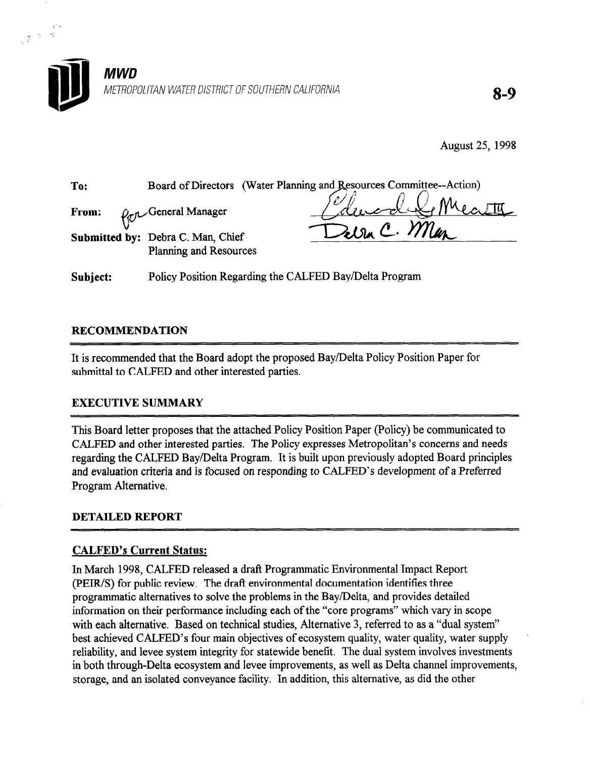**MWD**

*METROPOLITAN WATER DISTRICT OF SOUTHERN CALIFORNIA*

**8-9**

August 25, 1998

**To:** Board of Directors (Water Planning and Resources Committee--Action)

**From:** for General Manager

**Submitted by:** Debra C. Man, Chief
Planning and Resources

**Subject:** Policy Position Regarding the CALFED Bay/Delta Program

## RECOMMENDATION

It is recommended that the Board adopt the proposed Bay/Delta Policy Position Paper for submittal to CALFED and other interested parties.

## EXECUTIVE SUMMARY

This Board letter proposes that the attached Policy Position Paper (Policy) be communicated to CALFED and other interested parties. The Policy expresses Metropolitan's concerns and needs regarding the CALFED Bay/Delta Program. It is built upon previously adopted Board principles and evaluation criteria and is focused on responding to CALFED's development of a Preferred Program Alternative.

## DETAILED REPORT

### CALFED's Current Status:

In March 1998, CALFED released a draft Programmatic Environmental Impact Report (PEIR/S) for public review. The draft environmental documentation identifies three programmatic alternatives to solve the problems in the Bay/Delta, and provides detailed information on their performance including each of the "core programs" which vary in scope with each alternative. Based on technical studies, Alternative 3, referred to as a "dual system" best achieved CALFED's four main objectives of ecosystem quality, water quality, water supply reliability, and levee system integrity for statewide benefit. The dual system involves investments in both through-Delta ecosystem and levee improvements, as well as Delta channel improvements, storage, and an isolated conveyance facility. In addition, this alternative, as did the other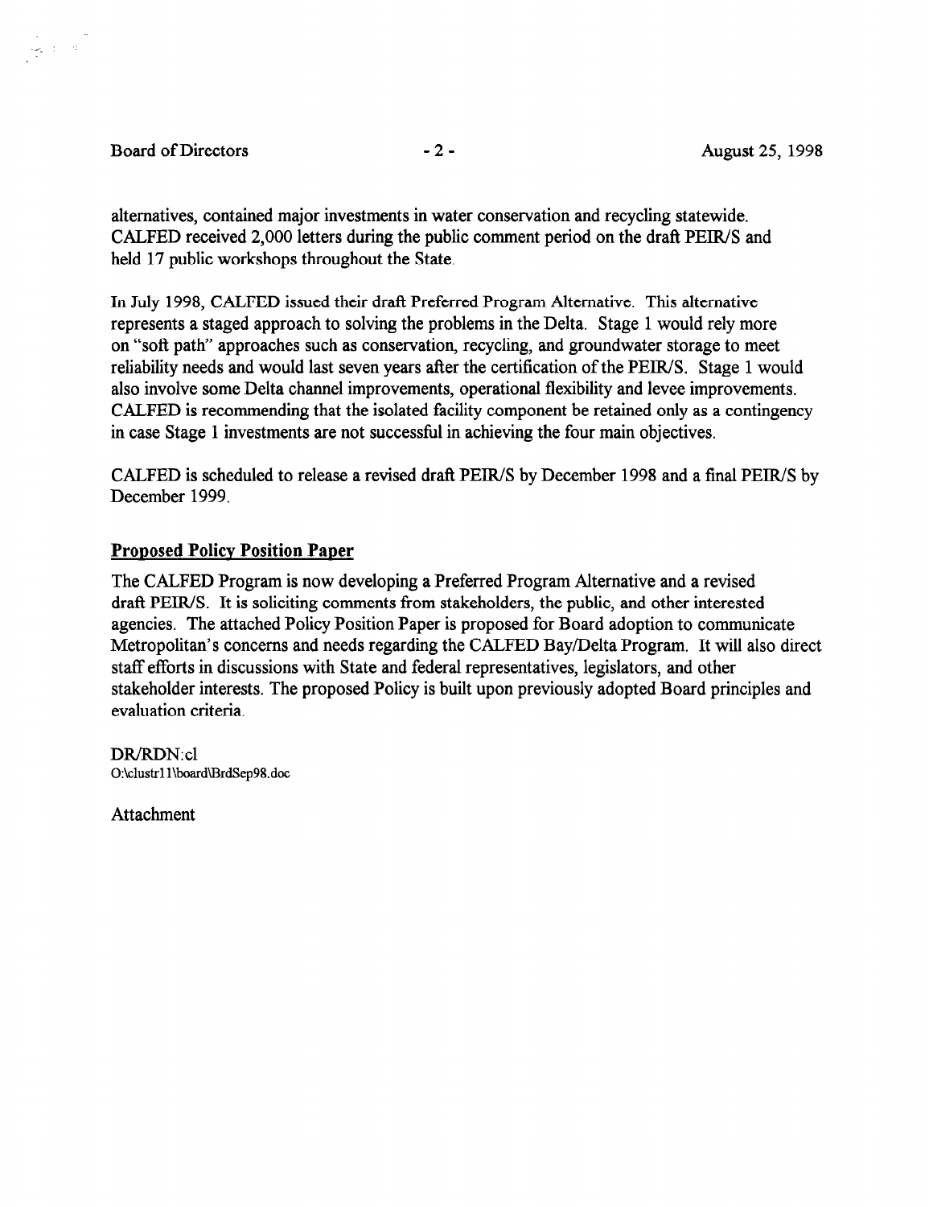alternatives, contained major investments in water conservation and recycling statewide. CALFED received 2,000 letters during the public comment period on the draft PEIR/S and held 17 public workshops throughout the State.

In July 1998, CALFED issued their draft Preferred Program Alternative. This alternative represents a staged approach to solving the problems in the Delta. Stage 1 would rely more on "soft path" approaches such as conservation, recycling, and groundwater storage to meet reliability needs and would last seven years after the certification of the PEIR/S. Stage 1 would also involve some Delta channel improvements, operational flexibility and levee improvements. CALFED is recommending that the isolated facility component be retained only as a contingency in case Stage 1 investments are not successful in achieving the four main objectives.

CALFED is scheduled to release a revised draft PEIR/S by December 1998 and a final PEIR/S by December 1999.

## Proposed Policy Position Paper

The CALFED Program is now developing a Preferred Program Alternative and a revised draft PEIR/S. It is soliciting comments from stakeholders, the public, and other interested agencies. The attached Policy Position Paper is proposed for Board adoption to communicate Metropolitan's concerns and needs regarding the CALFED Bay/Delta Program. It will also direct staff efforts in discussions with State and federal representatives, legislators, and other stakeholder interests. The proposed Policy is built upon previously adopted Board principles and evaluation criteria.

DR/RDN:cl
O:\clustr11\board\BrdSep98.doc

Attachment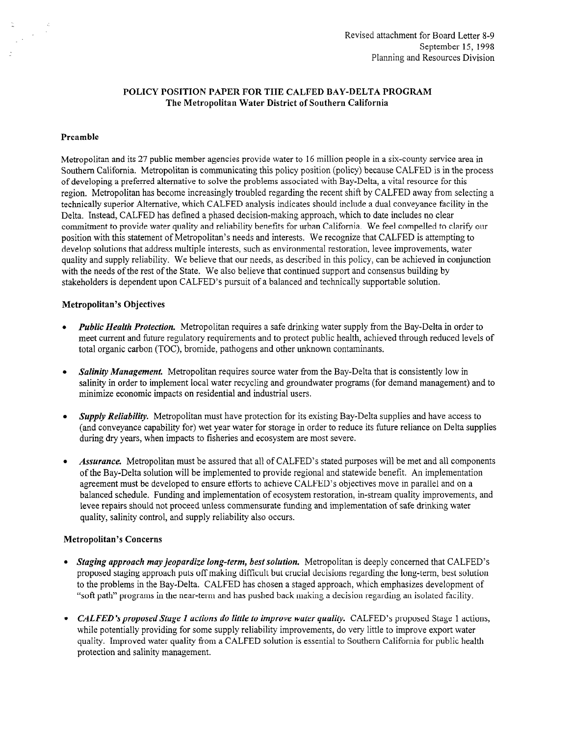Revised attachment for Board Letter 8-9
September 15, 1998
Planning and Resources Division

## POLICY POSITION PAPER FOR THE CALFED BAY-DELTA PROGRAM
### The Metropolitan Water District of Southern California

### Preamble

Metropolitan and its 27 public member agencies provide water to 16 million people in a six-county service area in Southern California. Metropolitan is communicating this policy position (policy) because CALFED is in the process of developing a preferred alternative to solve the problems associated with Bay-Delta, a vital resource for this region. Metropolitan has become increasingly troubled regarding the recent shift by CALFED away from selecting a technically superior Alternative, which CALFED analysis indicates should include a dual conveyance facility in the Delta. Instead, CALFED has defined a phased decision-making approach, which to date includes no clear commitment to provide water quality and reliability benefits for urban California. We feel compelled to clarify our position with this statement of Metropolitan's needs and interests. We recognize that CALFED is attempting to develop solutions that address multiple interests, such as environmental restoration, levee improvements, water quality and supply reliability. We believe that our needs, as described in this policy, can be achieved in conjunction with the needs of the rest of the State. We also believe that continued support and consensus building by stakeholders is dependent upon CALFED's pursuit of a balanced and technically supportable solution.

### Metropolitan's Objectives

- ***Public Health Protection.*** Metropolitan requires a safe drinking water supply from the Bay-Delta in order to meet current and future regulatory requirements and to protect public health, achieved through reduced levels of total organic carbon (TOC), bromide, pathogens and other unknown contaminants.
- ***Salinity Management.*** Metropolitan requires source water from the Bay-Delta that is consistently low in salinity in order to implement local water recycling and groundwater programs (for demand management) and to minimize economic impacts on residential and industrial users.
- ***Supply Reliability.*** Metropolitan must have protection for its existing Bay-Delta supplies and have access to (and conveyance capability for) wet year water for storage in order to reduce its future reliance on Delta supplies during dry years, when impacts to fisheries and ecosystem are most severe.
- ***Assurance.*** Metropolitan must be assured that all of CALFED's stated purposes will be met and all components of the Bay-Delta solution will be implemented to provide regional and statewide benefit. An implementation agreement must be developed to ensure efforts to achieve CALFED's objectives move in parallel and on a balanced schedule. Funding and implementation of ecosystem restoration, in-stream quality improvements, and levee repairs should not proceed unless commensurate funding and implementation of safe drinking water quality, salinity control, and supply reliability also occurs.

### Metropolitan's Concerns

- ***Staging approach may jeopardize long-term, best solution.*** Metropolitan is deeply concerned that CALFED's proposed staging approach puts off making difficult but crucial decisions regarding the long-term, best solution to the problems in the Bay-Delta. CALFED has chosen a staged approach, which emphasizes development of "soft path" programs in the near-term and has pushed back making a decision regarding an isolated facility.
- ***CALFED's proposed Stage 1 actions do little to improve water quality.*** CALFED's proposed Stage 1 actions, while potentially providing for some supply reliability improvements, do very little to improve export water quality. Improved water quality from a CALFED solution is essential to Southern California for public health protection and salinity management.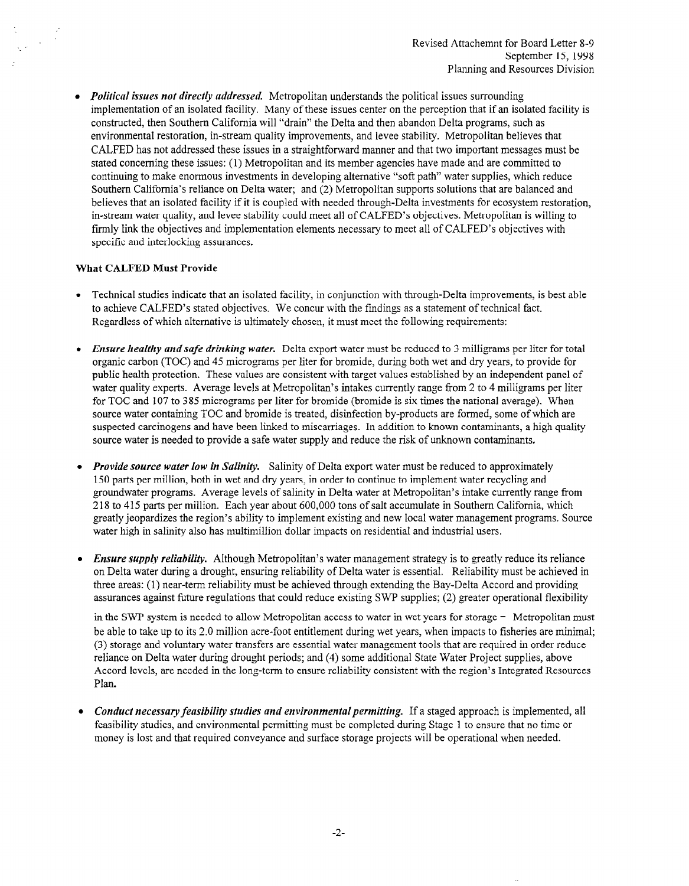- ***Political issues not directly addressed.*** Metropolitan understands the political issues surrounding implementation of an isolated facility. Many of these issues center on the perception that if an isolated facility is constructed, then Southern California will "drain" the Delta and then abandon Delta programs, such as environmental restoration, in-stream quality improvements, and levee stability. Metropolitan believes that CALFED has not addressed these issues in a straightforward manner and that two important messages must be stated concerning these issues: (1) Metropolitan and its member agencies have made and are committed to continuing to make enormous investments in developing alternative "soft path" water supplies, which reduce Southern California's reliance on Delta water; and (2) Metropolitan supports solutions that are balanced and believes that an isolated facility if it is coupled with needed through-Delta investments for ecosystem restoration, in-stream water quality, and levee stability could meet all of CALFED's objectives. Metropolitan is willing to firmly link the objectives and implementation elements necessary to meet all of CALFED's objectives with specific and interlocking assurances.

**What CALFED Must Provide**

- Technical studies indicate that an isolated facility, in conjunction with through-Delta improvements, is best able to achieve CALFED's stated objectives. We concur with the findings as a statement of technical fact. Regardless of which alternative is ultimately chosen, it must meet the following requirements:

- ***Ensure healthy and safe drinking water.*** Delta export water must be reduced to 3 milligrams per liter for total organic carbon (TOC) and 45 micrograms per liter for bromide, during both wet and dry years, to provide for public health protection. These values are consistent with target values established by an independent panel of water quality experts. Average levels at Metropolitan's intakes currently range from 2 to 4 milligrams per liter for TOC and 107 to 385 micrograms per liter for bromide (bromide is six times the national average). When source water containing TOC and bromide is treated, disinfection by-products are formed, some of which are suspected carcinogens and have been linked to miscarriages. In addition to known contaminants, a high quality source water is needed to provide a safe water supply and reduce the risk of unknown contaminants.

- ***Provide source water low in Salinity.*** Salinity of Delta export water must be reduced to approximately 150 parts per million, both in wet and dry years, in order to continue to implement water recycling and groundwater programs. Average levels of salinity in Delta water at Metropolitan's intake currently range from 218 to 415 parts per million. Each year about 600,000 tons of salt accumulate in Southern California, which greatly jeopardizes the region's ability to implement existing and new local water management programs. Source water high in salinity also has multimillion dollar impacts on residential and industrial users.

- ***Ensure supply reliability.*** Although Metropolitan's water management strategy is to greatly reduce its reliance on Delta water during a drought, ensuring reliability of Delta water is essential. Reliability must be achieved in three areas: (1) near-term reliability must be achieved through extending the Bay-Delta Accord and providing assurances against future regulations that could reduce existing SWP supplies; (2) greater operational flexibility in the SWP system is needed to allow Metropolitan access to water in wet years for storage – Metropolitan must be able to take up to its 2.0 million acre-foot entitlement during wet years, when impacts to fisheries are minimal; (3) storage and voluntary water transfers are essential water management tools that are required in order reduce reliance on Delta water during drought periods; and (4) some additional State Water Project supplies, above Accord levels, are needed in the long-term to ensure reliability consistent with the region's Integrated Resources Plan.

- ***Conduct necessary feasibility studies and environmental permitting.*** If a staged approach is implemented, all feasibility studies, and environmental permitting must be completed during Stage 1 to ensure that no time or money is lost and that required conveyance and surface storage projects will be operational when needed.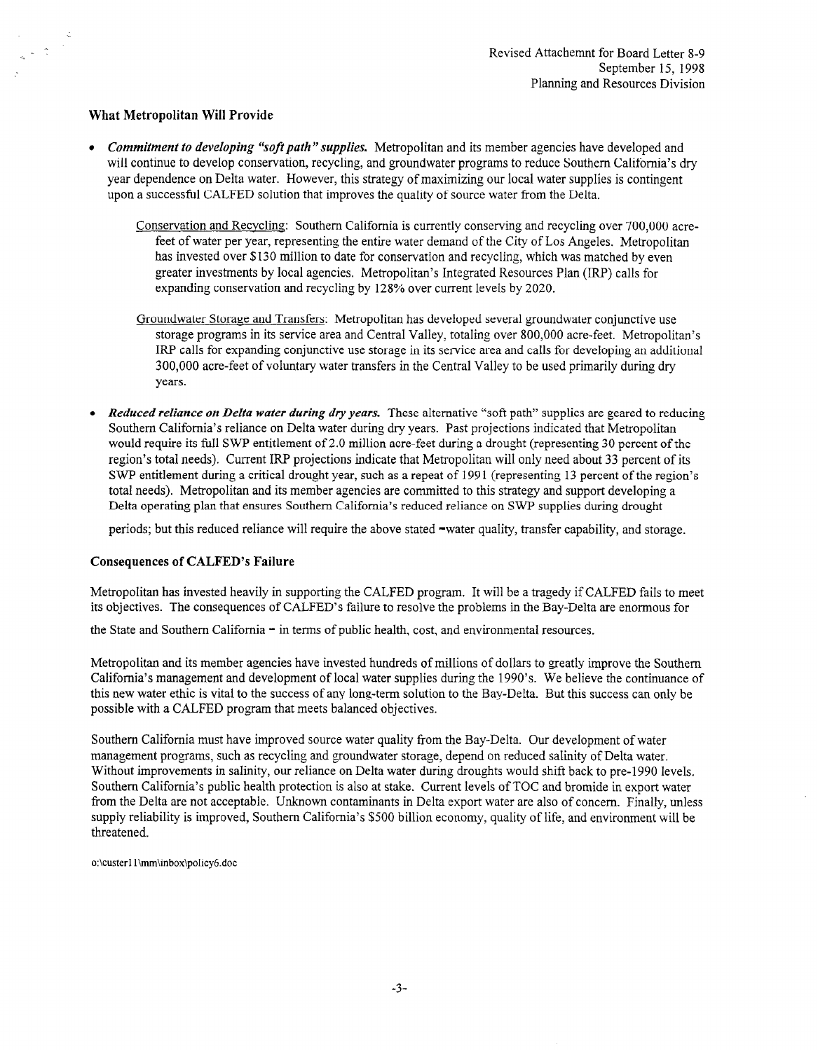Revised Attachemnt for Board Letter 8-9
September 15, 1998
Planning and Resources Division

### What Metropolitan Will Provide

- ***Commitment to developing "soft path" supplies.*** Metropolitan and its member agencies have developed and will continue to develop conservation, recycling, and groundwater programs to reduce Southern California's dry year dependence on Delta water. However, this strategy of maximizing our local water supplies is contingent upon a successful CALFED solution that improves the quality of source water from the Delta.

  Conservation and Recycling: Southern California is currently conserving and recycling over 700,000 acre-feet of water per year, representing the entire water demand of the City of Los Angeles. Metropolitan has invested over $130 million to date for conservation and recycling, which was matched by even greater investments by local agencies. Metropolitan's Integrated Resources Plan (IRP) calls for expanding conservation and recycling by 128% over current levels by 2020.

  Groundwater Storage and Transfers: Metropolitan has developed several groundwater conjunctive use storage programs in its service area and Central Valley, totaling over 800,000 acre-feet. Metropolitan's IRP calls for expanding conjunctive use storage in its service area and calls for developing an additional 300,000 acre-feet of voluntary water transfers in the Central Valley to be used primarily during dry years.

- ***Reduced reliance on Delta water during dry years.*** These alternative "soft path" supplies are geared to reducing Southern California's reliance on Delta water during dry years. Past projections indicated that Metropolitan would require its full SWP entitlement of 2.0 million acre-feet during a drought (representing 30 percent of the region's total needs). Current IRP projections indicate that Metropolitan will only need about 33 percent of its SWP entitlement during a critical drought year, such as a repeat of 1991 (representing 13 percent of the region's total needs). Metropolitan and its member agencies are committed to this strategy and support developing a Delta operating plan that ensures Southern California's reduced reliance on SWP supplies during drought periods; but this reduced reliance will require the above stated -water quality, transfer capability, and storage.

### Consequences of CALFED's Failure

Metropolitan has invested heavily in supporting the CALFED program. It will be a tragedy if CALFED fails to meet its objectives. The consequences of CALFED's failure to resolve the problems in the Bay-Delta are enormous for the State and Southern California - in terms of public health, cost, and environmental resources.

Metropolitan and its member agencies have invested hundreds of millions of dollars to greatly improve the Southern California's management and development of local water supplies during the 1990's. We believe the continuance of this new water ethic is vital to the success of any long-term solution to the Bay-Delta. But this success can only be possible with a CALFED program that meets balanced objectives.

Southern California must have improved source water quality from the Bay-Delta. Our development of water management programs, such as recycling and groundwater storage, depend on reduced salinity of Delta water. Without improvements in salinity, our reliance on Delta water during droughts would shift back to pre-1990 levels. Southern California's public health protection is also at stake. Current levels of TOC and bromide in export water from the Delta are not acceptable. Unknown contaminants in Delta export water are also of concern. Finally, unless supply reliability is improved, Southern California's $500 billion economy, quality of life, and environment will be threatened.

o:\custer11\mm\inbox\policy6.doc